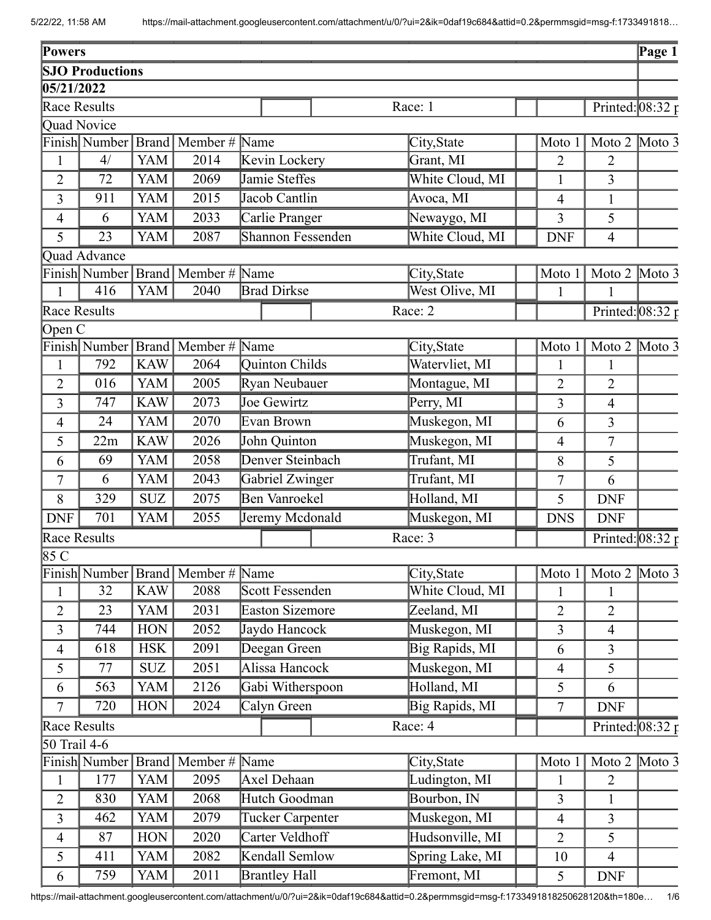**Powers**

**SJO Productions**

**05/21/2022**

Race Results — Race: 1 — Printed: 08:32 p

Quad Novice

| Finish | Number | Brand | Member # | Name | City,State | Moto 1 | Moto 2 | Moto 3 |
|---|---|---|---|---|---|---|---|---|
| 1 | 4/ | YAM | 2014 | Kevin Lockery | Grant, MI | 2 | 2 | |
| 2 | 72 | YAM | 2069 | Jamie Steffes | White Cloud, MI | 1 | 3 | |
| 3 | 911 | YAM | 2015 | Jacob Cantlin | Avoca, MI | 4 | 1 | |
| 4 | 6 | YAM | 2033 | Carlie Pranger | Newaygo, MI | 3 | 5 | |
| 5 | 23 | YAM | 2087 | Shannon Fessenden | White Cloud, MI | DNF | 4 | |

Quad Advance

| Finish | Number | Brand | Member # | Name | City,State | Moto 1 | Moto 2 | Moto 3 |
|---|---|---|---|---|---|---|---|---|
| 1 | 416 | YAM | 2040 | Brad Dirkse | West Olive, MI | 1 | 1 | |

Race Results — Race: 2 — Printed: 08:32 p

Open C

| Finish | Number | Brand | Member # | Name | City,State | Moto 1 | Moto 2 | Moto 3 |
|---|---|---|---|---|---|---|---|---|
| 1 | 792 | KAW | 2064 | Quinton Childs | Watervliet, MI | 1 | 1 | |
| 2 | 016 | YAM | 2005 | Ryan Neubauer | Montague, MI | 2 | 2 | |
| 3 | 747 | KAW | 2073 | Joe Gewirtz | Perry, MI | 3 | 4 | |
| 4 | 24 | YAM | 2070 | Evan Brown | Muskegon, MI | 6 | 3 | |
| 5 | 22m | KAW | 2026 | John Quinton | Muskegon, MI | 4 | 7 | |
| 6 | 69 | YAM | 2058 | Denver Steinbach | Trufant, MI | 8 | 5 | |
| 7 | 6 | YAM | 2043 | Gabriel Zwinger | Trufant, MI | 7 | 6 | |
| 8 | 329 | SUZ | 2075 | Ben Vanroekel | Holland, MI | 5 | DNF | |
| DNF | 701 | YAM | 2055 | Jeremy Mcdonald | Muskegon, MI | DNS | DNF | |

Race Results — Race: 3 — Printed: 08:32 p

85 C

| Finish | Number | Brand | Member # | Name | City,State | Moto 1 | Moto 2 | Moto 3 |
|---|---|---|---|---|---|---|---|---|
| 1 | 32 | KAW | 2088 | Scott Fessenden | White Cloud, MI | 1 | 1 | |
| 2 | 23 | YAM | 2031 | Easton Sizemore | Zeeland, MI | 2 | 2 | |
| 3 | 744 | HON | 2052 | Jaydo Hancock | Muskegon, MI | 3 | 4 | |
| 4 | 618 | HSK | 2091 | Deegan Green | Big Rapids, MI | 6 | 3 | |
| 5 | 77 | SUZ | 2051 | Alissa Hancock | Muskegon, MI | 4 | 5 | |
| 6 | 563 | YAM | 2126 | Gabi Witherspoon | Holland, MI | 5 | 6 | |
| 7 | 720 | HON | 2024 | Calyn Green | Big Rapids, MI | 7 | DNF | |

Race Results — Race: 4 — Printed: 08:32 p

50 Trail 4-6

| Finish | Number | Brand | Member # | Name | City,State | Moto 1 | Moto 2 | Moto 3 |
|---|---|---|---|---|---|---|---|---|
| 1 | 177 | YAM | 2095 | Axel Dehaan | Ludington, MI | 1 | 2 | |
| 2 | 830 | YAM | 2068 | Hutch Goodman | Bourbon, IN | 3 | 1 | |
| 3 | 462 | YAM | 2079 | Tucker Carpenter | Muskegon, MI | 4 | 3 | |
| 4 | 87 | HON | 2020 | Carter Veldhoff | Hudsonville, MI | 2 | 5 | |
| 5 | 411 | YAM | 2082 | Kendall Semlow | Spring Lake, MI | 10 | 4 | |
| 6 | 759 | YAM | 2011 | Brantley Hall | Fremont, MI | 5 | DNF | |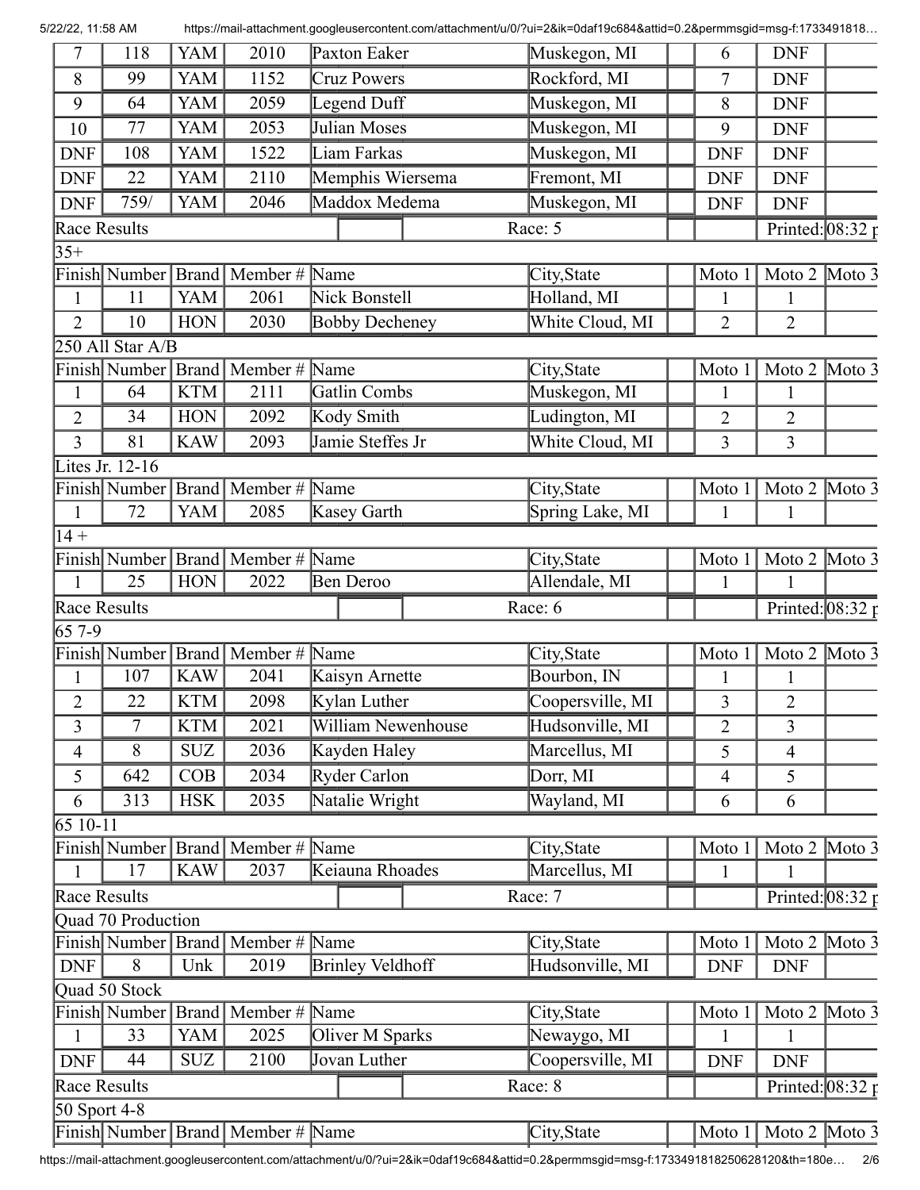| Finish | Number | Brand | Member # | Name | City,State | | Moto 1 | Moto 2 | Moto 3 |
|---|---|---|---|---|---|---|---|---|---|
| 7 | 118 | YAM | 2010 | Paxton Eaker | Muskegon, MI | | 6 | DNF | |
| 8 | 99 | YAM | 1152 | Cruz Powers | Rockford, MI | | 7 | DNF | |
| 9 | 64 | YAM | 2059 | Legend Duff | Muskegon, MI | | 8 | DNF | |
| 10 | 77 | YAM | 2053 | Julian Moses | Muskegon, MI | | 9 | DNF | |
| DNF | 108 | YAM | 1522 | Liam Farkas | Muskegon, MI | | DNF | DNF | |
| DNF | 22 | YAM | 2110 | Memphis Wiersema | Fremont, MI | | DNF | DNF | |
| DNF | 759/ | YAM | 2046 | Maddox Medema | Muskegon, MI | | DNF | DNF | |

Race Results — Race: 5 — Printed: 08:32 p

35+

| Finish | Number | Brand | Member # | Name | City,State | | Moto 1 | Moto 2 | Moto 3 |
|---|---|---|---|---|---|---|---|---|---|
| 1 | 11 | YAM | 2061 | Nick Bonstell | Holland, MI | | 1 | 1 | |
| 2 | 10 | HON | 2030 | Bobby Decheney | White Cloud, MI | | 2 | 2 | |

250 All Star A/B

| Finish | Number | Brand | Member # | Name | City,State | | Moto 1 | Moto 2 | Moto 3 |
|---|---|---|---|---|---|---|---|---|---|
| 1 | 64 | KTM | 2111 | Gatlin Combs | Muskegon, MI | | 1 | 1 | |
| 2 | 34 | HON | 2092 | Kody Smith | Ludington, MI | | 2 | 2 | |
| 3 | 81 | KAW | 2093 | Jamie Steffes Jr | White Cloud, MI | | 3 | 3 | |

Lites Jr. 12-16

| Finish | Number | Brand | Member # | Name | City,State | | Moto 1 | Moto 2 | Moto 3 |
|---|---|---|---|---|---|---|---|---|---|
| 1 | 72 | YAM | 2085 | Kasey Garth | Spring Lake, MI | | 1 | 1 | |

14 +

| Finish | Number | Brand | Member # | Name | City,State | | Moto 1 | Moto 2 | Moto 3 |
|---|---|---|---|---|---|---|---|---|---|
| 1 | 25 | HON | 2022 | Ben Deroo | Allendale, MI | | 1 | 1 | |

Race Results — Race: 6 — Printed: 08:32 p

65 7-9

| Finish | Number | Brand | Member # | Name | City,State | | Moto 1 | Moto 2 | Moto 3 |
|---|---|---|---|---|---|---|---|---|---|
| 1 | 107 | KAW | 2041 | Kaisyn Arnette | Bourbon, IN | | 1 | 1 | |
| 2 | 22 | KTM | 2098 | Kylan Luther | Coopersville, MI | | 3 | 2 | |
| 3 | 7 | KTM | 2021 | William Newenhouse | Hudsonville, MI | | 2 | 3 | |
| 4 | 8 | SUZ | 2036 | Kayden Haley | Marcellus, MI | | 5 | 4 | |
| 5 | 642 | COB | 2034 | Ryder Carlon | Dorr, MI | | 4 | 5 | |
| 6 | 313 | HSK | 2035 | Natalie Wright | Wayland, MI | | 6 | 6 | |

65 10-11

| Finish | Number | Brand | Member # | Name | City,State | | Moto 1 | Moto 2 | Moto 3 |
|---|---|---|---|---|---|---|---|---|---|
| 1 | 17 | KAW | 2037 | Keiauna Rhoades | Marcellus, MI | | 1 | 1 | |

Race Results — Race: 7 — Printed: 08:32 p

Quad 70 Production

| Finish | Number | Brand | Member # | Name | City,State | | Moto 1 | Moto 2 | Moto 3 |
|---|---|---|---|---|---|---|---|---|---|
| DNF | 8 | Unk | 2019 | Brinley Veldhoff | Hudsonville, MI | | DNF | DNF | |

Quad 50 Stock

| Finish | Number | Brand | Member # | Name | City,State | | Moto 1 | Moto 2 | Moto 3 |
|---|---|---|---|---|---|---|---|---|---|
| 1 | 33 | YAM | 2025 | Oliver M Sparks | Newaygo, MI | | 1 | 1 | |
| DNF | 44 | SUZ | 2100 | Jovan Luther | Coopersville, MI | | DNF | DNF | |

Race Results — Race: 8 — Printed: 08:32 p

50 Sport 4-8

| Finish | Number | Brand | Member # | Name | City,State | | Moto 1 | Moto 2 | Moto 3 |
|---|---|---|---|---|---|---|---|---|---|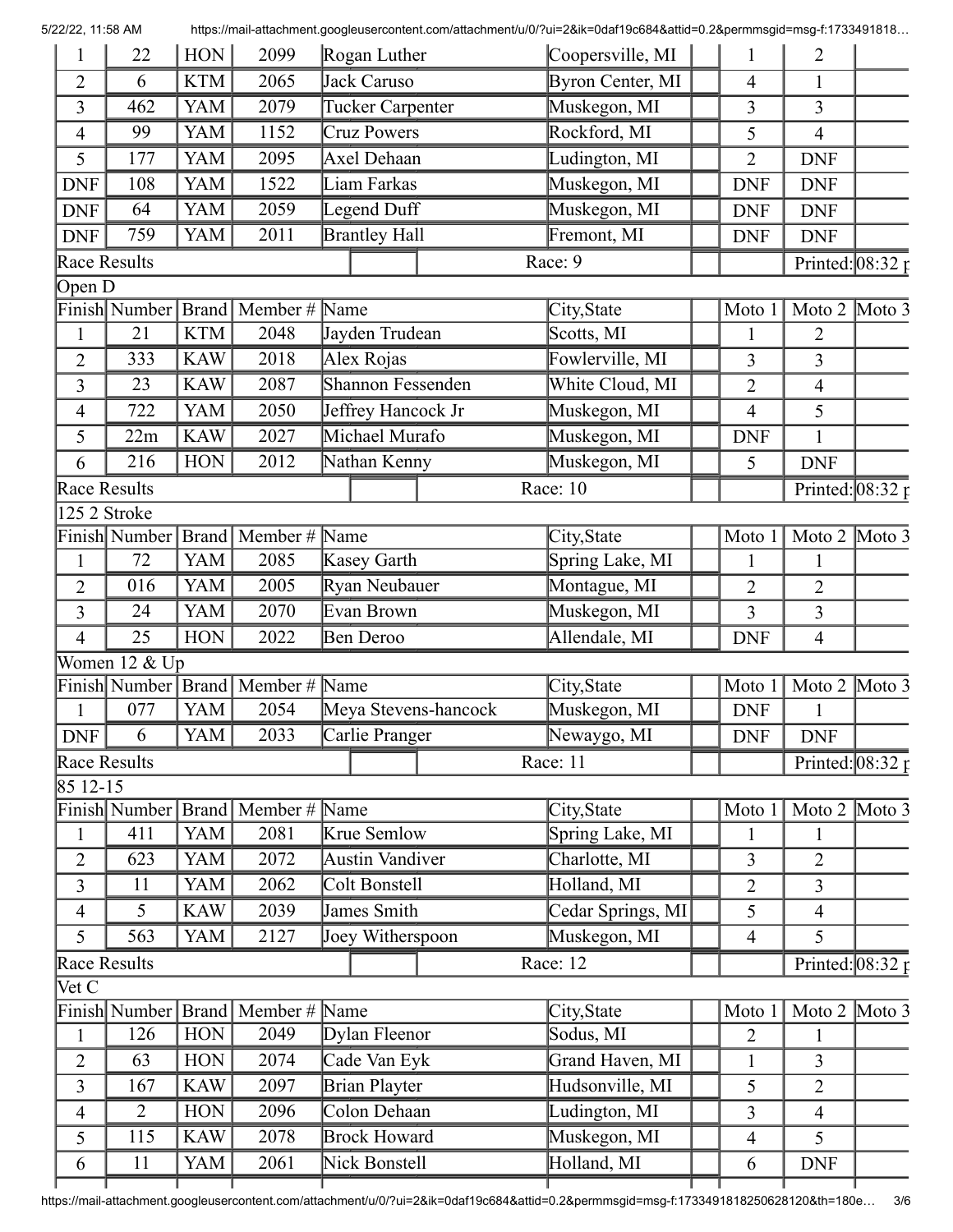| Finish | Number | Brand | Member # | Name | City,State | | Moto 1 | Moto 2 | Moto 3 |
|---|---|---|---|---|---|---|---|---|---|
| 1 | 22 | HON | 2099 | Rogan Luther | Coopersville, MI | | 1 | 2 | |
| 2 | 6 | KTM | 2065 | Jack Caruso | Byron Center, MI | | 4 | 1 | |
| 3 | 462 | YAM | 2079 | Tucker Carpenter | Muskegon, MI | | 3 | 3 | |
| 4 | 99 | YAM | 1152 | Cruz Powers | Rockford, MI | | 5 | 4 | |
| 5 | 177 | YAM | 2095 | Axel Dehaan | Ludington, MI | | 2 | DNF | |
| DNF | 108 | YAM | 1522 | Liam Farkas | Muskegon, MI | | DNF | DNF | |
| DNF | 64 | YAM | 2059 | Legend Duff | Muskegon, MI | | DNF | DNF | |
| DNF | 759 | YAM | 2011 | Brantley Hall | Fremont, MI | | DNF | DNF | |

Race Results — Race: 9 — Printed: 08:32 p

Open D

| Finish | Number | Brand | Member # | Name | City,State | | Moto 1 | Moto 2 | Moto 3 |
|---|---|---|---|---|---|---|---|---|---|
| 1 | 21 | KTM | 2048 | Jayden Trudean | Scotts, MI | | 1 | 2 | |
| 2 | 333 | KAW | 2018 | Alex Rojas | Fowlerville, MI | | 3 | 3 | |
| 3 | 23 | KAW | 2087 | Shannon Fessenden | White Cloud, MI | | 2 | 4 | |
| 4 | 722 | YAM | 2050 | Jeffrey Hancock Jr | Muskegon, MI | | 4 | 5 | |
| 5 | 22m | KAW | 2027 | Michael Murafo | Muskegon, MI | | DNF | 1 | |
| 6 | 216 | HON | 2012 | Nathan Kenny | Muskegon, MI | | 5 | DNF | |

Race Results — Race: 10 — Printed: 08:32 p

125 2 Stroke

| Finish | Number | Brand | Member # | Name | City,State | | Moto 1 | Moto 2 | Moto 3 |
|---|---|---|---|---|---|---|---|---|---|
| 1 | 72 | YAM | 2085 | Kasey Garth | Spring Lake, MI | | 1 | 1 | |
| 2 | 016 | YAM | 2005 | Ryan Neubauer | Montague, MI | | 2 | 2 | |
| 3 | 24 | YAM | 2070 | Evan Brown | Muskegon, MI | | 3 | 3 | |
| 4 | 25 | HON | 2022 | Ben Deroo | Allendale, MI | | DNF | 4 | |

Women 12 & Up

| Finish | Number | Brand | Member # | Name | City,State | | Moto 1 | Moto 2 | Moto 3 |
|---|---|---|---|---|---|---|---|---|---|
| 1 | 077 | YAM | 2054 | Meya Stevens-hancock | Muskegon, MI | | DNF | 1 | |
| DNF | 6 | YAM | 2033 | Carlie Pranger | Newaygo, MI | | DNF | DNF | |

Race Results — Race: 11 — Printed: 08:32 p

85 12-15

| Finish | Number | Brand | Member # | Name | City,State | | Moto 1 | Moto 2 | Moto 3 |
|---|---|---|---|---|---|---|---|---|---|
| 1 | 411 | YAM | 2081 | Krue Semlow | Spring Lake, MI | | 1 | 1 | |
| 2 | 623 | YAM | 2072 | Austin Vandiver | Charlotte, MI | | 3 | 2 | |
| 3 | 11 | YAM | 2062 | Colt Bonstell | Holland, MI | | 2 | 3 | |
| 4 | 5 | KAW | 2039 | James Smith | Cedar Springs, MI | | 5 | 4 | |
| 5 | 563 | YAM | 2127 | Joey Witherspoon | Muskegon, MI | | 4 | 5 | |

Race Results — Race: 12 — Printed: 08:32 p

Vet C

| Finish | Number | Brand | Member # | Name | City,State | | Moto 1 | Moto 2 | Moto 3 |
|---|---|---|---|---|---|---|---|---|---|
| 1 | 126 | HON | 2049 | Dylan Fleenor | Sodus, MI | | 2 | 1 | |
| 2 | 63 | HON | 2074 | Cade Van Eyk | Grand Haven, MI | | 1 | 3 | |
| 3 | 167 | KAW | 2097 | Brian Playter | Hudsonville, MI | | 5 | 2 | |
| 4 | 2 | HON | 2096 | Colon Dehaan | Ludington, MI | | 3 | 4 | |
| 5 | 115 | KAW | 2078 | Brock Howard | Muskegon, MI | | 4 | 5 | |
| 6 | 11 | YAM | 2061 | Nick Bonstell | Holland, MI | | 6 | DNF | |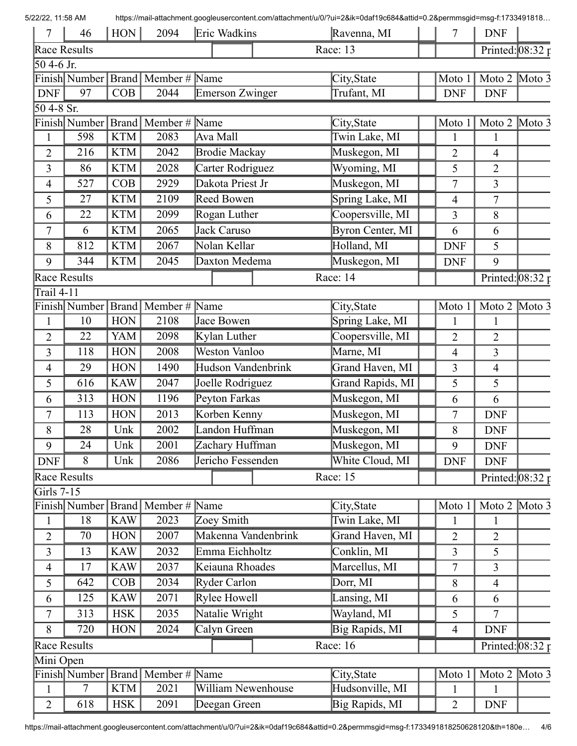| 7 | 46 | HON | 2094 | Eric Wadkins | Ravenna, MI | | 7 | DNF | |
|---|---|---|---|---|---|---|---|---|---|

Race Results — Race: 13 — Printed: 08:32 p

50 4-6 Jr.

| Finish | Number | Brand | Member # | Name | City,State | | Moto 1 | Moto 2 | Moto 3 |
|---|---|---|---|---|---|---|---|---|---|
| DNF | 97 | COB | 2044 | Emerson Zwinger | Trufant, MI | | DNF | DNF | |

50 4-8 Sr.

| Finish | Number | Brand | Member # | Name | City,State | | Moto 1 | Moto 2 | Moto 3 |
|---|---|---|---|---|---|---|---|---|---|
| 1 | 598 | KTM | 2083 | Ava Mall | Twin Lake, MI | | 1 | 1 | |
| 2 | 216 | KTM | 2042 | Brodie Mackay | Muskegon, MI | | 2 | 4 | |
| 3 | 86 | KTM | 2028 | Carter Rodriguez | Wyoming, MI | | 5 | 2 | |
| 4 | 527 | COB | 2929 | Dakota Priest Jr | Muskegon, MI | | 7 | 3 | |
| 5 | 27 | KTM | 2109 | Reed Bowen | Spring Lake, MI | | 4 | 7 | |
| 6 | 22 | KTM | 2099 | Rogan Luther | Coopersville, MI | | 3 | 8 | |
| 7 | 6 | KTM | 2065 | Jack Caruso | Byron Center, MI | | 6 | 6 | |
| 8 | 812 | KTM | 2067 | Nolan Kellar | Holland, MI | | DNF | 5 | |
| 9 | 344 | KTM | 2045 | Daxton Medema | Muskegon, MI | | DNF | 9 | |

Race Results — Race: 14 — Printed: 08:32 p

Trail 4-11

| Finish | Number | Brand | Member # | Name | City,State | | Moto 1 | Moto 2 | Moto 3 |
|---|---|---|---|---|---|---|---|---|---|
| 1 | 10 | HON | 2108 | Jace Bowen | Spring Lake, MI | | 1 | 1 | |
| 2 | 22 | YAM | 2098 | Kylan Luther | Coopersville, MI | | 2 | 2 | |
| 3 | 118 | HON | 2008 | Weston Vanloo | Marne, MI | | 4 | 3 | |
| 4 | 29 | HON | 1490 | Hudson Vandenbrink | Grand Haven, MI | | 3 | 4 | |
| 5 | 616 | KAW | 2047 | Joelle Rodriguez | Grand Rapids, MI | | 5 | 5 | |
| 6 | 313 | HON | 1196 | Peyton Farkas | Muskegon, MI | | 6 | 6 | |
| 7 | 113 | HON | 2013 | Korben Kenny | Muskegon, MI | | 7 | DNF | |
| 8 | 28 | Unk | 2002 | Landon Huffman | Muskegon, MI | | 8 | DNF | |
| 9 | 24 | Unk | 2001 | Zachary Huffman | Muskegon, MI | | 9 | DNF | |
| DNF | 8 | Unk | 2086 | Jericho Fessenden | White Cloud, MI | | DNF | DNF | |

Race Results — Race: 15 — Printed: 08:32 p

Girls 7-15

| Finish | Number | Brand | Member # | Name | City,State | | Moto 1 | Moto 2 | Moto 3 |
|---|---|---|---|---|---|---|---|---|---|
| 1 | 18 | KAW | 2023 | Zoey Smith | Twin Lake, MI | | 1 | 1 | |
| 2 | 70 | HON | 2007 | Makenna Vandenbrink | Grand Haven, MI | | 2 | 2 | |
| 3 | 13 | KAW | 2032 | Emma Eichholtz | Conklin, MI | | 3 | 5 | |
| 4 | 17 | KAW | 2037 | Keiauna Rhoades | Marcellus, MI | | 7 | 3 | |
| 5 | 642 | COB | 2034 | Ryder Carlon | Dorr, MI | | 8 | 4 | |
| 6 | 125 | KAW | 2071 | Rylee Howell | Lansing, MI | | 6 | 6 | |
| 7 | 313 | HSK | 2035 | Natalie Wright | Wayland, MI | | 5 | 7 | |
| 8 | 720 | HON | 2024 | Calyn Green | Big Rapids, MI | | 4 | DNF | |

Race Results — Race: 16 — Printed: 08:32 p

Mini Open

| Finish | Number | Brand | Member # | Name | City,State | | Moto 1 | Moto 2 | Moto 3 |
|---|---|---|---|---|---|---|---|---|---|
| 1 | 7 | KTM | 2021 | William Newenhouse | Hudsonville, MI | | 1 | 1 | |
| 2 | 618 | HSK | 2091 | Deegan Green | Big Rapids, MI | | 2 | DNF | |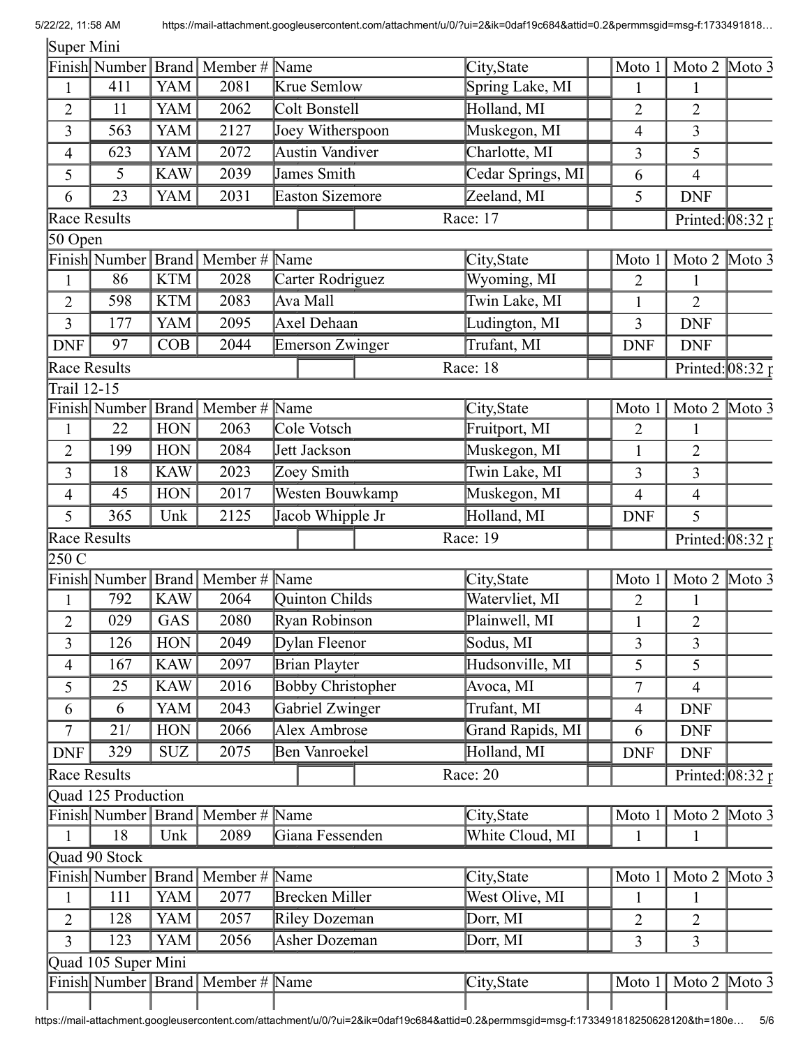Super Mini

| Finish | Number | Brand | Member # | Name | City,State | | Moto 1 | Moto 2 | Moto 3 |
|---|---|---|---|---|---|---|---|---|---|
| 1 | 411 | YAM | 2081 | Krue Semlow | Spring Lake, MI | | 1 | 1 | |
| 2 | 11 | YAM | 2062 | Colt Bonstell | Holland, MI | | 2 | 2 | |
| 3 | 563 | YAM | 2127 | Joey Witherspoon | Muskegon, MI | | 4 | 3 | |
| 4 | 623 | YAM | 2072 | Austin Vandiver | Charlotte, MI | | 3 | 5 | |
| 5 | 5 | KAW | 2039 | James Smith | Cedar Springs, MI | | 6 | 4 | |
| 6 | 23 | YAM | 2031 | Easton Sizemore | Zeeland, MI | | 5 | DNF | |

Race Results | Race: 17 | Printed: 08:32 p

50 Open

| Finish | Number | Brand | Member # | Name | City,State | | Moto 1 | Moto 2 | Moto 3 |
|---|---|---|---|---|---|---|---|---|---|
| 1 | 86 | KTM | 2028 | Carter Rodriguez | Wyoming, MI | | 2 | 1 | |
| 2 | 598 | KTM | 2083 | Ava Mall | Twin Lake, MI | | 1 | 2 | |
| 3 | 177 | YAM | 2095 | Axel Dehaan | Ludington, MI | | 3 | DNF | |
| DNF | 97 | COB | 2044 | Emerson Zwinger | Trufant, MI | | DNF | DNF | |

Race Results | Race: 18 | Printed: 08:32 p

Trail 12-15

| Finish | Number | Brand | Member # | Name | City,State | | Moto 1 | Moto 2 | Moto 3 |
|---|---|---|---|---|---|---|---|---|---|
| 1 | 22 | HON | 2063 | Cole Votsch | Fruitport, MI | | 2 | 1 | |
| 2 | 199 | HON | 2084 | Jett Jackson | Muskegon, MI | | 1 | 2 | |
| 3 | 18 | KAW | 2023 | Zoey Smith | Twin Lake, MI | | 3 | 3 | |
| 4 | 45 | HON | 2017 | Westen Bouwkamp | Muskegon, MI | | 4 | 4 | |
| 5 | 365 | Unk | 2125 | Jacob Whipple Jr | Holland, MI | | DNF | 5 | |

Race Results | Race: 19 | Printed: 08:32 p

250 C

| Finish | Number | Brand | Member # | Name | City,State | | Moto 1 | Moto 2 | Moto 3 |
|---|---|---|---|---|---|---|---|---|---|
| 1 | 792 | KAW | 2064 | Quinton Childs | Watervliet, MI | | 2 | 1 | |
| 2 | 029 | GAS | 2080 | Ryan Robinson | Plainwell, MI | | 1 | 2 | |
| 3 | 126 | HON | 2049 | Dylan Fleenor | Sodus, MI | | 3 | 3 | |
| 4 | 167 | KAW | 2097 | Brian Playter | Hudsonville, MI | | 5 | 5 | |
| 5 | 25 | KAW | 2016 | Bobby Christopher | Avoca, MI | | 7 | 4 | |
| 6 | 6 | YAM | 2043 | Gabriel Zwinger | Trufant, MI | | 4 | DNF | |
| 7 | 21/ | HON | 2066 | Alex Ambrose | Grand Rapids, MI | | 6 | DNF | |
| DNF | 329 | SUZ | 2075 | Ben Vanroekel | Holland, MI | | DNF | DNF | |

Race Results | Race: 20 | Printed: 08:32 p

Quad 125 Production

| Finish | Number | Brand | Member # | Name | City,State | | Moto 1 | Moto 2 | Moto 3 |
|---|---|---|---|---|---|---|---|---|---|
| 1 | 18 | Unk | 2089 | Giana Fessenden | White Cloud, MI | | 1 | 1 | |

Quad 90 Stock

| Finish | Number | Brand | Member # | Name | City,State | | Moto 1 | Moto 2 | Moto 3 |
|---|---|---|---|---|---|---|---|---|---|
| 1 | 111 | YAM | 2077 | Brecken Miller | West Olive, MI | | 1 | 1 | |
| 2 | 128 | YAM | 2057 | Riley Dozeman | Dorr, MI | | 2 | 2 | |
| 3 | 123 | YAM | 2056 | Asher Dozeman | Dorr, MI | | 3 | 3 | |

Quad 105 Super Mini

| Finish | Number | Brand | Member # | Name | City,State | | Moto 1 | Moto 2 | Moto 3 |
|---|---|---|---|---|---|---|---|---|---|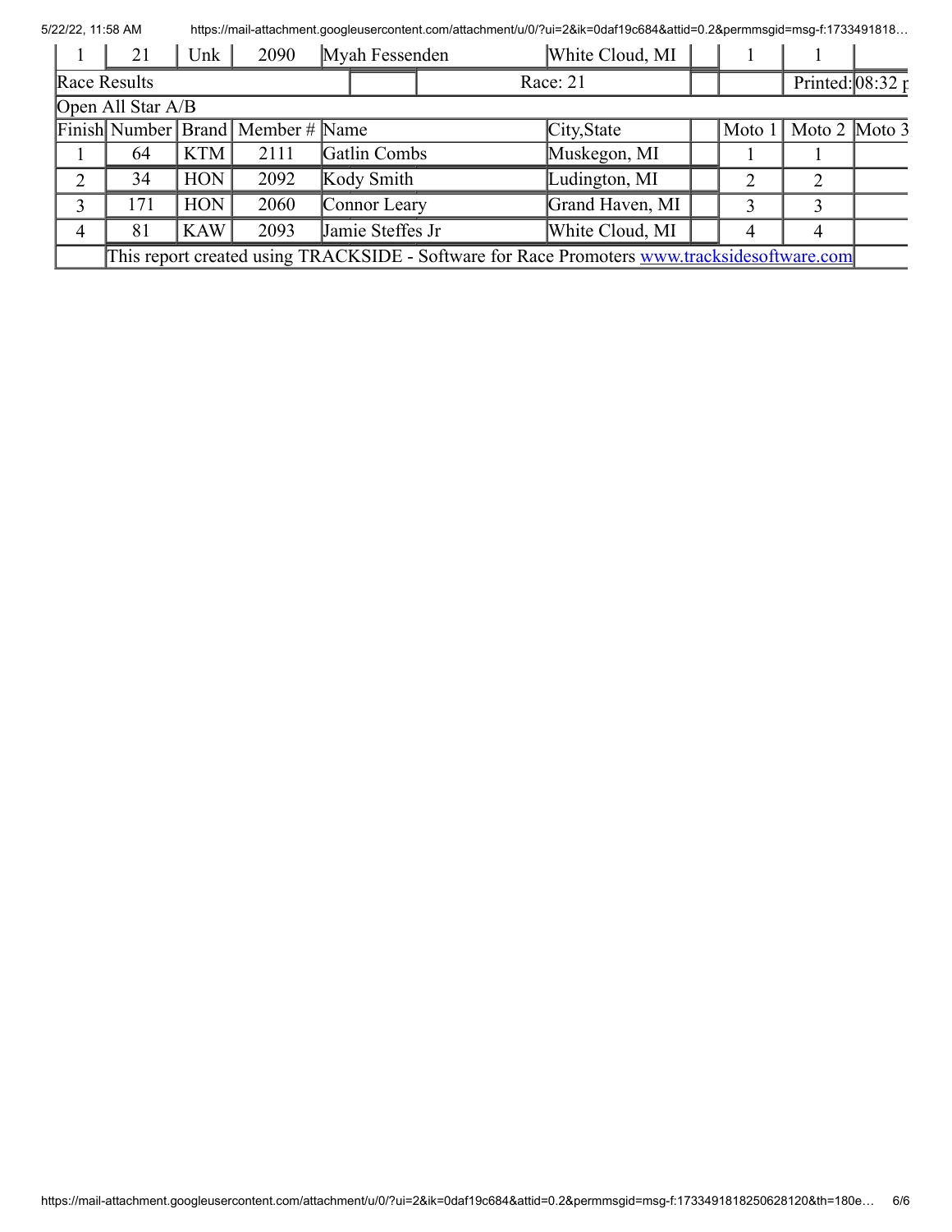| | | | | | | | | | |
|---|---|---|---|---|---|---|---|---|---|
| 1 | 21 | Unk | 2090 | Myah Fessenden | White Cloud, MI | | 1 | 1 | |

| Race Results | | | | Race: 21 | | | Printed: 08:32 p |
|---|---|---|---|---|---|---|---|

Open All Star A/B

| Finish | Number | Brand | Member # | Name | City,State | | Moto 1 | Moto 2 | Moto 3 |
|---|---|---|---|---|---|---|---|---|---|
| 1 | 64 | KTM | 2111 | Gatlin Combs | Muskegon, MI | | 1 | 1 | |
| 2 | 34 | HON | 2092 | Kody Smith | Ludington, MI | | 2 | 2 | |
| 3 | 171 | HON | 2060 | Connor Leary | Grand Haven, MI | | 3 | 3 | |
| 4 | 81 | KAW | 2093 | Jamie Steffes Jr | White Cloud, MI | | 4 | 4 | |

This report created using TRACKSIDE - Software for Race Promoters www.tracksidesoftware.com